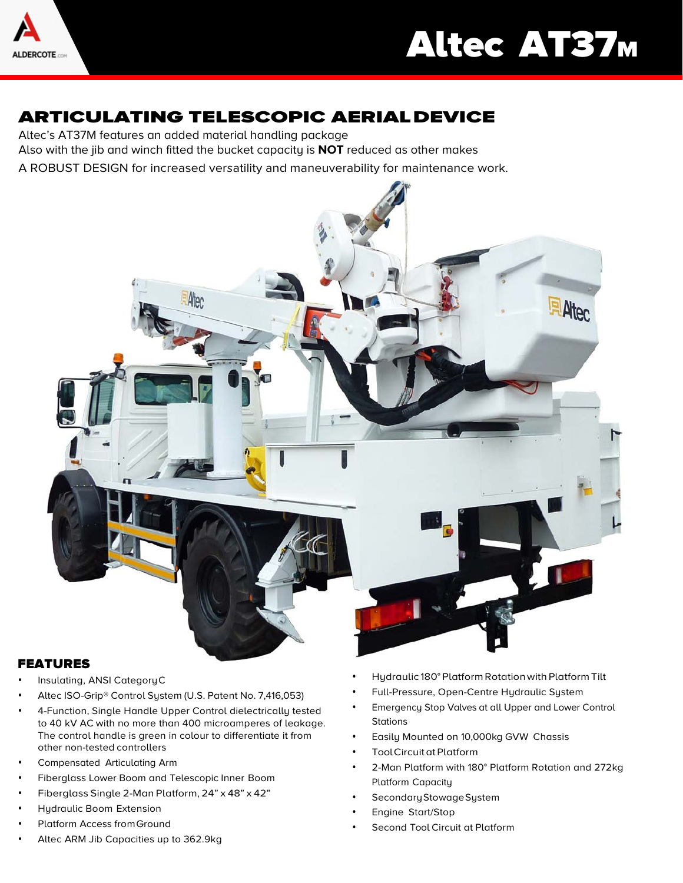# Altec AT37M

## ARTICULATING TELESCOPIC AERIAL DEVICE

Altec's AT37M features an added material handling package
Also with the jib and winch fitted the bucket capacity is **NOT** reduced as other makes
A ROBUST DESIGN for increased versatility and maneuverability for maintenance work.

### FEATURES

- Insulating, ANSI Category C
- Altec ISO-Grip® Control System (U.S. Patent No. 7,416,053)
- 4-Function, Single Handle Upper Control dielectrically tested to 40 kV AC with no more than 400 microamperes of leakage. The control handle is green in colour to differentiate it from other non-tested controllers
- Compensated Articulating Arm
- Fiberglass Lower Boom and Telescopic Inner Boom
- Fiberglass Single 2-Man Platform, 24" x 48" x 42"
- Hydraulic Boom Extension
- Platform Access from Ground
- Altec ARM Jib Capacities up to 362.9kg
- Hydraulic 180° Platform Rotation with Platform Tilt
- Full-Pressure, Open-Centre Hydraulic System
- Emergency Stop Valves at all Upper and Lower Control Stations
- Easily Mounted on 10,000kg GVW Chassis
- Tool Circuit at Platform
- 2-Man Platform with 180° Platform Rotation and 272kg Platform Capacity
- Secondary Stowage System
- Engine Start/Stop
- Second Tool Circuit at Platform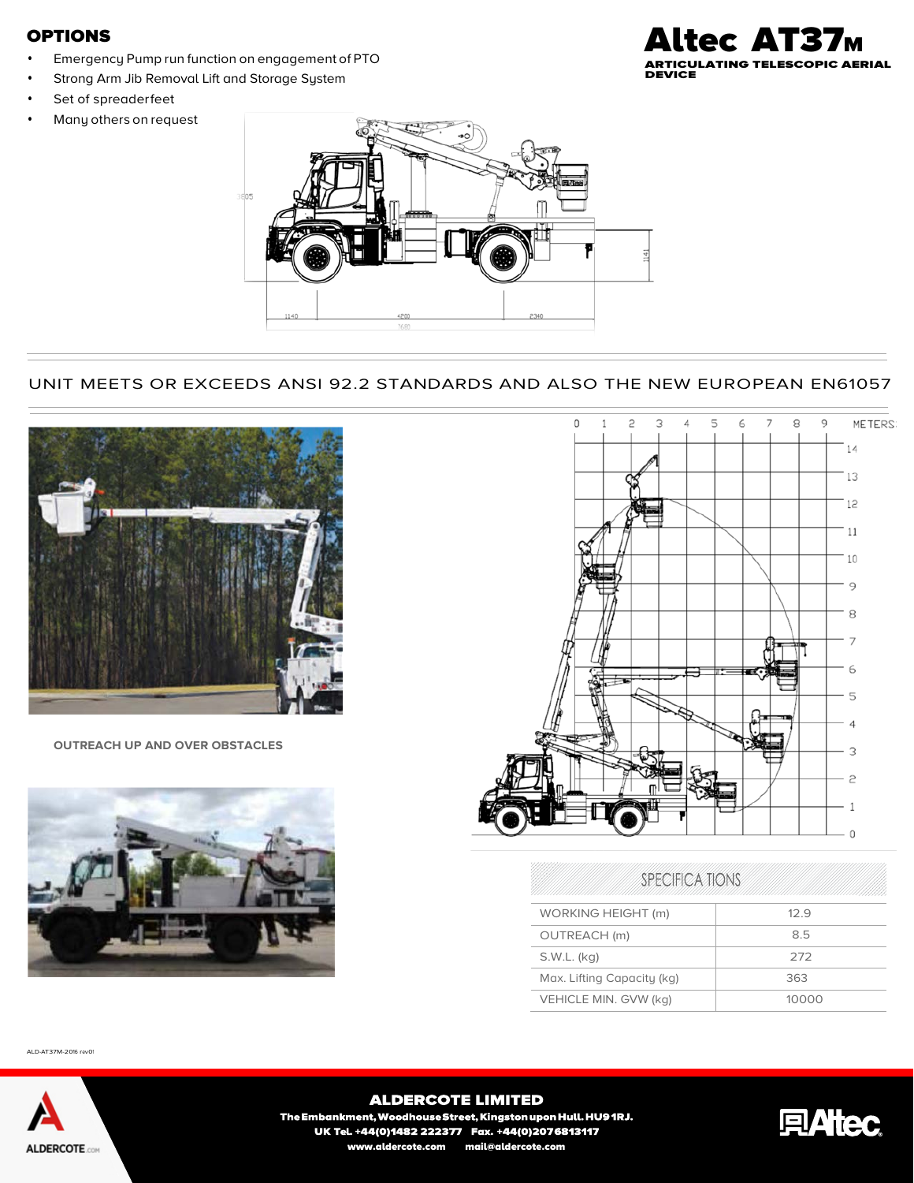# Altec AT37M

ARTICULATING TELESCOPIC AERIAL DEVICE

## OPTIONS

- Emergency Pump run function on engagement of PTO
- Strong Arm Jib Removal Lift and Storage System
- Set of spreader feet
- Many others on request

3605

1141

1140

4200

2340

7680

UNIT MEETS OR EXCEEDS ANSI 92.2 STANDARDS AND ALSO THE NEW EUROPEAN EN61057

OUTREACH UP AND OVER OBSTACLES

0 1 2 3 4 5 6 7 8 9 METERS

14 13 12 11 10 9 8 7 6 5 4 3 2 1 0

| SPECIFICATIONS | |
|---|---|
| WORKING HEIGHT (m) | 12.9 |
| OUTREACH (m) | 8.5 |
| S.W.L. (kg) | 272 |
| Max. Lifting Capacity (kg) | 363 |
| VEHICLE MIN. GVW (kg) | 10000 |

ALD-AT37M-2016 rev01

**ALDERCOTE LIMITED**

**The Embankment, Woodhouse Street, Kingston upon Hull. HU9 1RJ.**

**UK Tel. +44(0)1482 222377 Fax. +44(0)2076813117**

**www.aldercote.com mail@aldercote.com**